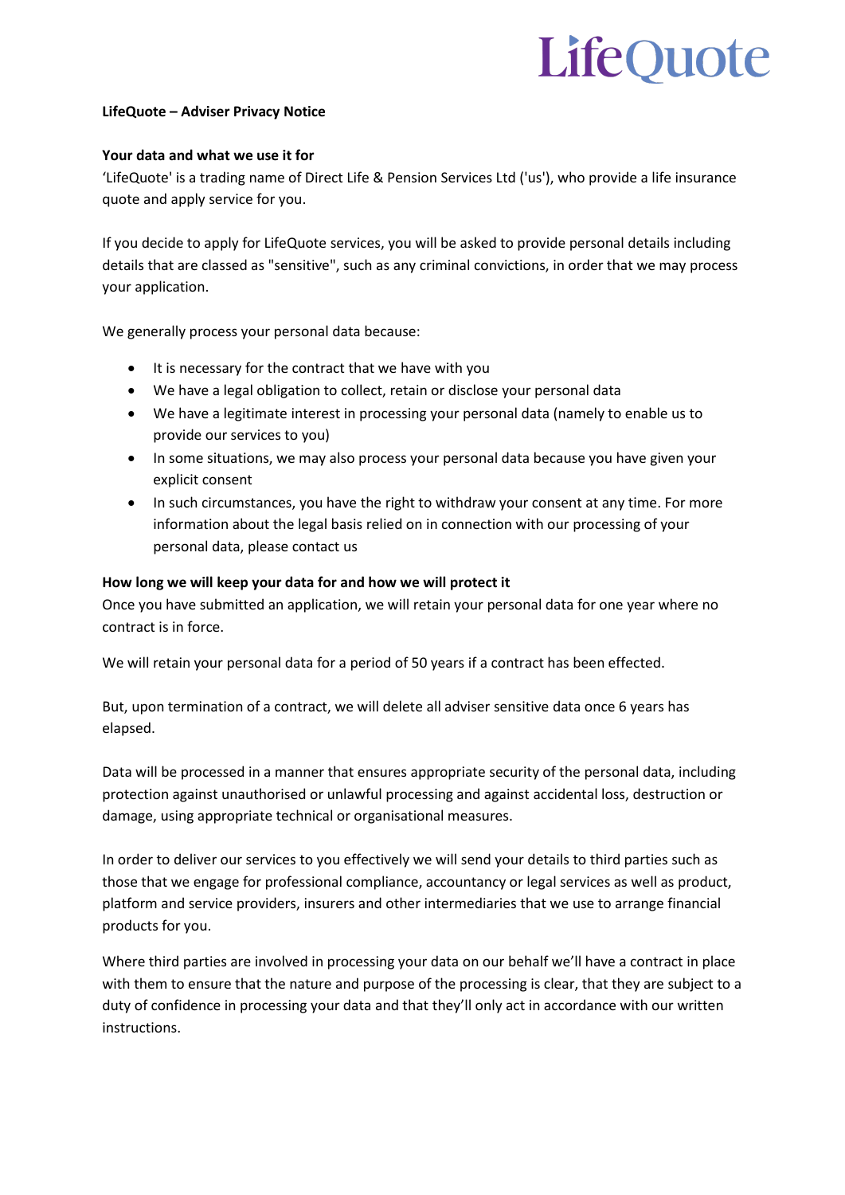LifeQuote

**LifeQuote – Adviser Privacy Notice**

**Your data and what we use it for**

'LifeQuote' is a trading name of Direct Life & Pension Services Ltd ('us'), who provide a life insurance quote and apply service for you.

If you decide to apply for LifeQuote services, you will be asked to provide personal details including details that are classed as "sensitive", such as any criminal convictions, in order that we may process your application.

We generally process your personal data because:

- It is necessary for the contract that we have with you
- We have a legal obligation to collect, retain or disclose your personal data
- We have a legitimate interest in processing your personal data (namely to enable us to provide our services to you)
- In some situations, we may also process your personal data because you have given your explicit consent
- In such circumstances, you have the right to withdraw your consent at any time. For more information about the legal basis relied on in connection with our processing of your personal data, please contact us

**How long we will keep your data for and how we will protect it**

Once you have submitted an application, we will retain your personal data for one year where no contract is in force.

We will retain your personal data for a period of 50 years if a contract has been effected.

But, upon termination of a contract, we will delete all adviser sensitive data once 6 years has elapsed.

Data will be processed in a manner that ensures appropriate security of the personal data, including protection against unauthorised or unlawful processing and against accidental loss, destruction or damage, using appropriate technical or organisational measures.

In order to deliver our services to you effectively we will send your details to third parties such as those that we engage for professional compliance, accountancy or legal services as well as product, platform and service providers, insurers and other intermediaries that we use to arrange financial products for you.

Where third parties are involved in processing your data on our behalf we'll have a contract in place with them to ensure that the nature and purpose of the processing is clear, that they are subject to a duty of confidence in processing your data and that they'll only act in accordance with our written instructions.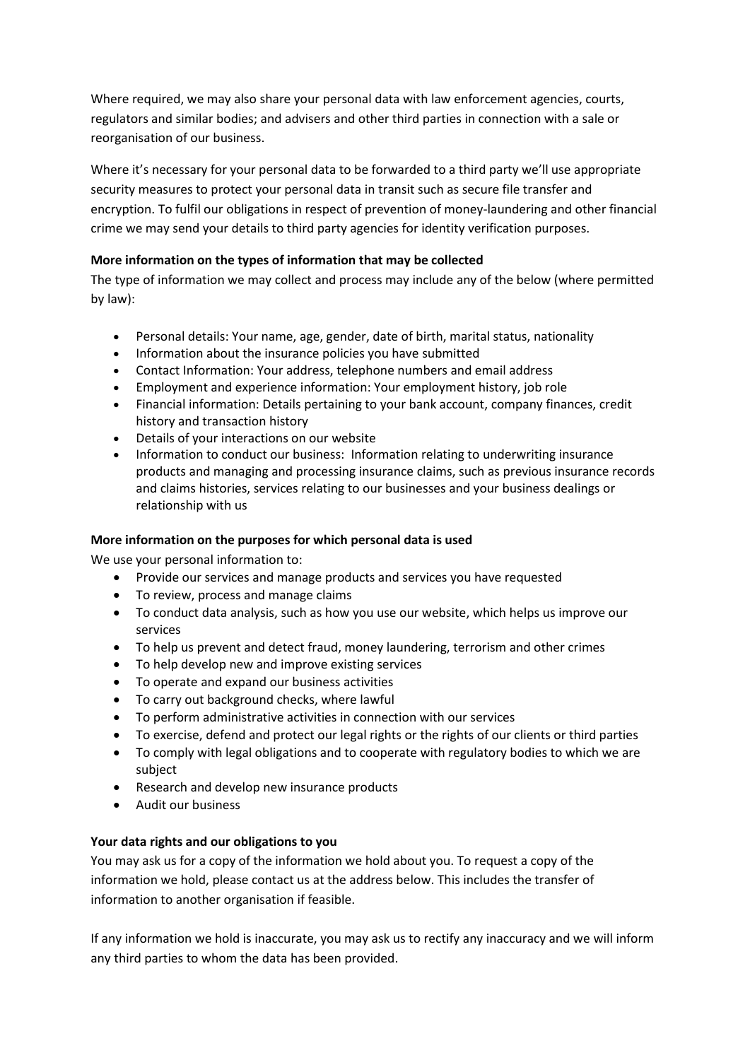Where required, we may also share your personal data with law enforcement agencies, courts, regulators and similar bodies; and advisers and other third parties in connection with a sale or reorganisation of our business.

Where it's necessary for your personal data to be forwarded to a third party we'll use appropriate security measures to protect your personal data in transit such as secure file transfer and encryption. To fulfil our obligations in respect of prevention of money-laundering and other financial crime we may send your details to third party agencies for identity verification purposes.

**More information on the types of information that may be collected**

The type of information we may collect and process may include any of the below (where permitted by law):

- Personal details: Your name, age, gender, date of birth, marital status, nationality
- Information about the insurance policies you have submitted
- Contact Information: Your address, telephone numbers and email address
- Employment and experience information: Your employment history, job role
- Financial information: Details pertaining to your bank account, company finances, credit history and transaction history
- Details of your interactions on our website
- Information to conduct our business: Information relating to underwriting insurance products and managing and processing insurance claims, such as previous insurance records and claims histories, services relating to our businesses and your business dealings or relationship with us

**More information on the purposes for which personal data is used**

We use your personal information to:

- Provide our services and manage products and services you have requested
- To review, process and manage claims
- To conduct data analysis, such as how you use our website, which helps us improve our services
- To help us prevent and detect fraud, money laundering, terrorism and other crimes
- To help develop new and improve existing services
- To operate and expand our business activities
- To carry out background checks, where lawful
- To perform administrative activities in connection with our services
- To exercise, defend and protect our legal rights or the rights of our clients or third parties
- To comply with legal obligations and to cooperate with regulatory bodies to which we are subject
- Research and develop new insurance products
- Audit our business

**Your data rights and our obligations to you**

You may ask us for a copy of the information we hold about you. To request a copy of the information we hold, please contact us at the address below. This includes the transfer of information to another organisation if feasible.

If any information we hold is inaccurate, you may ask us to rectify any inaccuracy and we will inform any third parties to whom the data has been provided.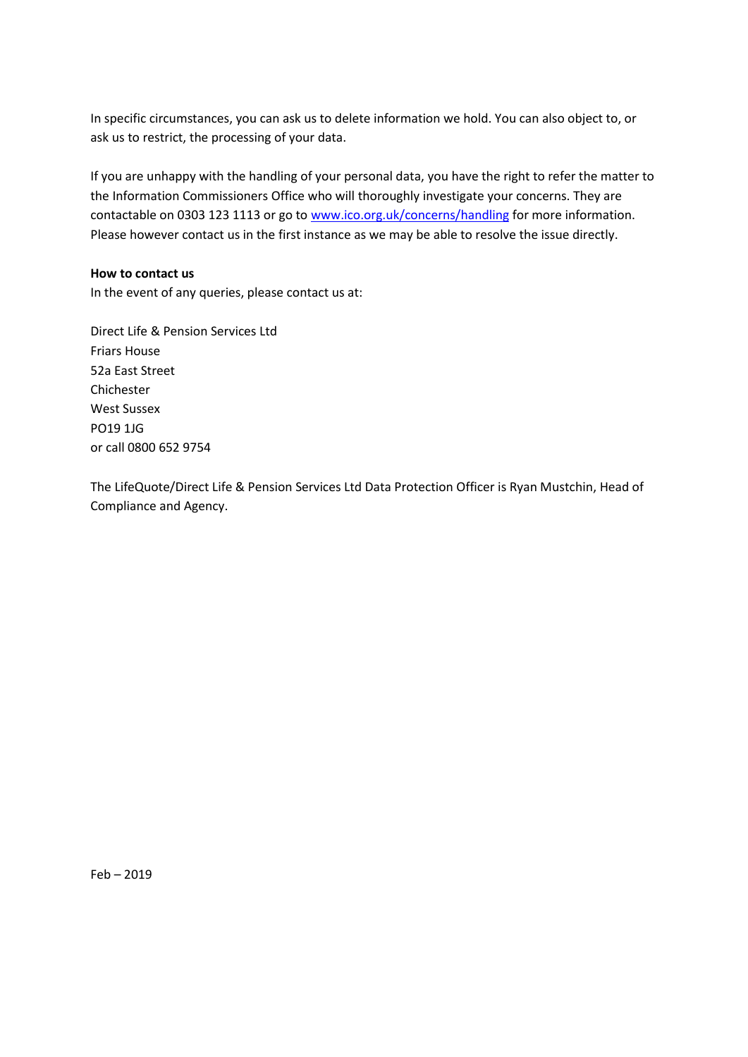In specific circumstances, you can ask us to delete information we hold. You can also object to, or ask us to restrict, the processing of your data.

If you are unhappy with the handling of your personal data, you have the right to refer the matter to the Information Commissioners Office who will thoroughly investigate your concerns. They are contactable on 0303 123 1113 or go to [www.ico.org.uk/concerns/handling](http://www.ico.org.uk/concerns/handling) for more information. Please however contact us in the first instance as we may be able to resolve the issue directly.

**How to contact us**

In the event of any queries, please contact us at:

Direct Life & Pension Services Ltd
Friars House
52a East Street
Chichester
West Sussex
PO19 1JG
or call 0800 652 9754

The LifeQuote/Direct Life & Pension Services Ltd Data Protection Officer is Ryan Mustchin, Head of Compliance and Agency.

Feb – 2019